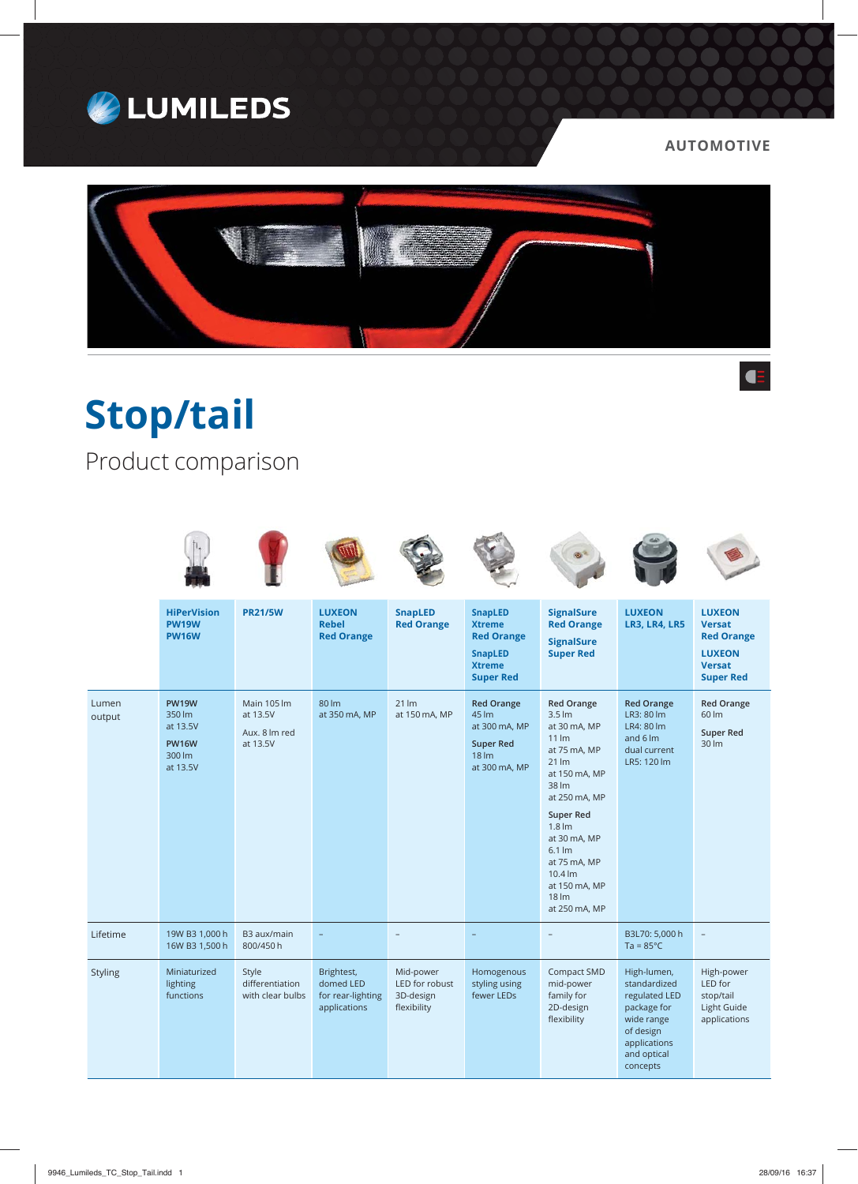LUMILEDS

AUTOMOTIVE

# Stop/tail

## Product comparison

| | HiPerVision PW19W PW16W | PR21/5W | LUXEON Rebel Red Orange | SnapLED Red Orange | SnapLED Xtreme Red Orange / SnapLED Xtreme Super Red | SignalSure Red Orange / SignalSure Super Red | LUXEON LR3, LR4, LR5 | LUXEON Versat Red Orange / LUXEON Versat Super Red |
|---|---|---|---|---|---|---|---|---|
| Lumen output | **PW19W** 350 lm at 13.5V **PW16W** 300 lm at 13.5V | Main 105 lm at 13.5V Aux. 8 lm red at 13.5V | 80 lm at 350 mA, MP | 21 lm at 150 mA, MP | **Red Orange** 45 lm at 300 mA, MP **Super Red** 18 lm at 300 mA, MP | **Red Orange** 3.5 lm at 30 mA, MP 11 lm at 75 mA, MP 21 lm at 150 mA, MP 38 lm at 250 mA, MP **Super Red** 1.8 lm at 30 mA, MP 6.1 lm at 75 mA, MP 10.4 lm at 150 mA, MP 18 lm at 250 mA, MP | **Red Orange** LR3: 80 lm LR4: 80 lm and 6 lm dual current LR5: 120 lm | **Red Orange** 60 lm **Super Red** 30 lm |
| Lifetime | 19W B3 1,000 h 16W B3 1,500 h | B3 aux/main 800/450 h | – | – | – | – | B3L70: 5,000 h Ta = 85°C | – |
| Styling | Miniaturized lighting functions | Style differentiation with clear bulbs | Brightest, domed LED for rear-lighting applications | Mid-power LED for robust 3D-design flexibility | Homogenous styling using fewer LEDs | Compact SMD mid-power family for 2D-design flexibility | High-lumen, standardized regulated LED package for wide range of design applications and optical concepts | High-power LED for stop/tail Light Guide applications |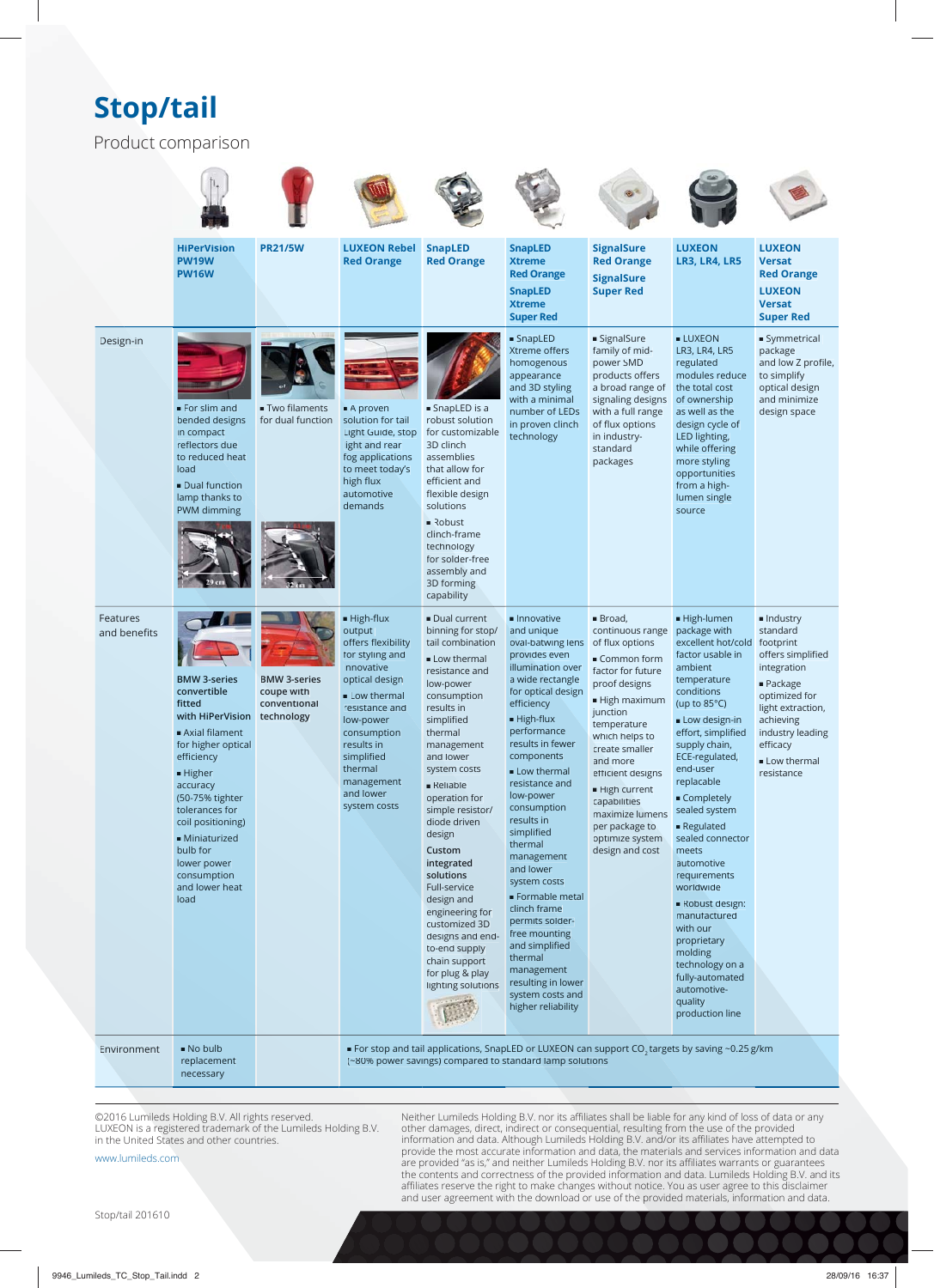# Stop/tail

Product comparison

| | HiPerVision PW19W PW16W | PR21/5W | LUXEON Rebel Red Orange | SnapLED Red Orange | SnapLED Xtreme Red Orange<br>SnapLED Xtreme Super Red | SignalSure Red Orange<br>SignalSure Super Red | LUXEON LR3, LR4, LR5 | LUXEON Versat Red Orange<br>LUXEON Versat Super Red |
|---|---|---|---|---|---|---|---|---|
| Design-in | ▪ For slim and bended designs in compact reflectors due to reduced heat load<br>▪ Dual function lamp thanks to PWM dimming<br>29 cm | ▪ Two filaments for dual function<br>32 cm | ▪ A proven solution for tail light Guide, stop light and rear fog applications to meet today's high flux automotive demands | ▪ SnapLED is a robust solution for customizable 3D clinch assemblies that allow for efficient and flexible design solutions<br>▪ Robust clinch-frame technology for solder-free assembly and 3D forming capability | ▪ SnapLED Xtreme offers homogenous appearance and 3D styling with a minimal number of LEDs in proven clinch technology | ▪ SignalSure family of mid-power SMD products offers a broad range of signaling designs with a full range of flux options in industry-standard packages | ▪ LUXEON LR3, LR4, LR5 regulated modules reduce the total cost of ownership as well as the design cycle of LED lighting, while offering more styling opportunities from a high-lumen single source | ▪ Symmetrical package and low Z profile, to simplify optical design and minimize design space |
| Features and benefits | **BMW 3-series convertible fitted with HiPerVision**<br>▪ Axial filament for higher optical efficiency<br>▪ Higher accuracy (50-75% tighter tolerances for coil positioning)<br>▪ Miniaturized bulb for lower power consumption and lower heat load | **BMW 3-series coupe with conventional technology** | ▪ High-flux output offers flexibility for styling and innovative optical design<br>▪ Low thermal resistance and low-power consumption results in simplified thermal management and lower system costs | ▪ Dual current binning for stop/tail combination<br>▪ Low thermal resistance and low-power consumption results in simplified thermal management and lower system costs<br>▪ Reliable operation for simple resistor/diode driven design<br>**Custom integrated solutions**<br>Full-service design and engineering for customized 3D designs and end-to-end supply chain support for plug & play lighting solutions | ▪ Innovative and unique oval-batwing lens provides even illumination over a wide rectangle for optical design efficiency<br>▪ High-flux performance results in fewer components<br>▪ Low thermal resistance and low-power consumption results in simplified thermal management and lower system costs<br>▪ Formable metal clinch frame permits solder-free mounting and simplified thermal management resulting in lower system costs and higher reliability | ▪ Broad, continuous range of flux options<br>▪ Common form factor for future proof designs<br>▪ High maximum junction temperature which helps to create smaller and more efficient designs<br>▪ High current capabilities maximize lumens per package to optimize system design and cost | ▪ High-lumen package with excellent hot/cold factor usable in ambient temperature conditions (up to 85°C)<br>▪ Low design-in effort, simplified supply chain, ECE-regulated, end-user replacable<br>▪ Completely sealed system<br>▪ Regulated sealed connector meets automotive requirements worldwide<br>▪ Robust design: manufactured with our proprietary molding technology on a fully-automated automotive-quality production line | ▪ Industry standard footprint offers simplified integration<br>▪ Package optimized for light extraction, achieving industry leading efficacy<br>▪ Low thermal resistance |
| Environment | ▪ No bulb replacement necessary | | ▪ For stop and tail applications, SnapLED or LUXEON can support $CO_2$ targets by saving ~0.25 g/km (~80% power savings) compared to standard lamp solutions | | | | | |

©2016 Lumileds Holding B.V. All rights reserved.
LUXEON is a registered trademark of the Lumileds Holding B.V. in the United States and other countries.

www.lumileds.com

Neither Lumileds Holding B.V. nor its affiliates shall be liable for any kind of loss of data or any other damages, direct, indirect or consequential, resulting from the use of the provided information and data. Although Lumileds Holding B.V. and/or its affiliates have attempted to provide the most accurate information and data, the materials and services information and data are provided "as is," and neither Lumileds Holding B.V. nor its affiliates warrants or guarantees the contents and correctness of the provided information and data. Lumileds Holding B.V. and its affiliates reserve the right to make changes without notice. You as user agree to this disclaimer and user agreement with the download or use of the provided materials, information and data.

Stop/tail 201610